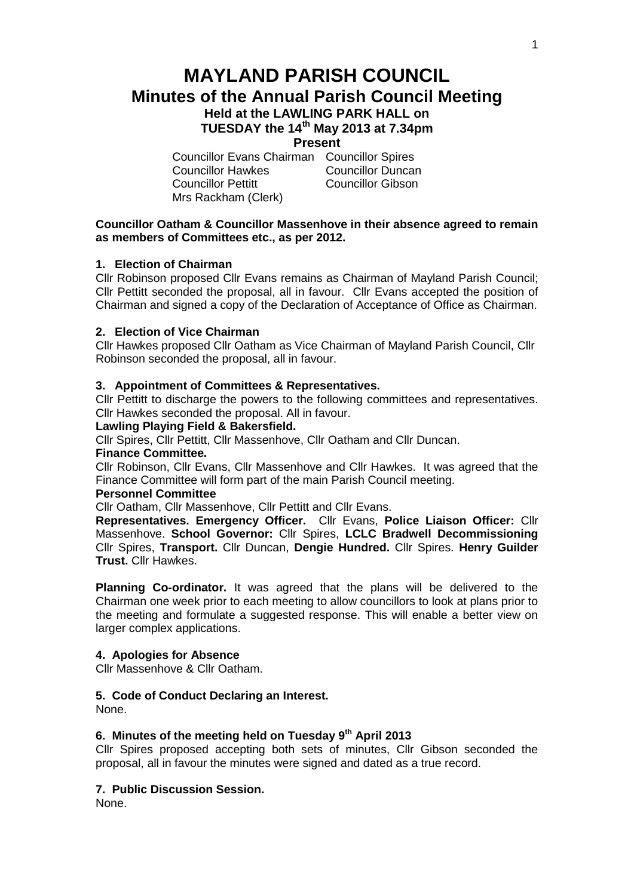# MAYLAND PARISH COUNCIL

## Minutes of the Annual Parish Council Meeting

### Held at the LAWLING PARK HALL on TUESDAY the 14th May 2013 at 7.34pm

**Present**

Councillor Evans Chairman
Councillor Spires
Councillor Hawkes
Councillor Duncan
Councillor Pettitt
Councillor Gibson
Mrs Rackham (Clerk)

**Councillor Oatham & Councillor Massenhove in their absence agreed to remain as members of Committees etc., as per 2012.**

### 1. Election of Chairman

Cllr Robinson proposed Cllr Evans remains as Chairman of Mayland Parish Council; Cllr Pettitt seconded the proposal, all in favour. Cllr Evans accepted the position of Chairman and signed a copy of the Declaration of Acceptance of Office as Chairman.

### 2. Election of Vice Chairman

Cllr Hawkes proposed Cllr Oatham as Vice Chairman of Mayland Parish Council, Cllr Robinson seconded the proposal, all in favour.

### 3. Appointment of Committees & Representatives.

Cllr Pettitt to discharge the powers to the following committees and representatives. Cllr Hawkes seconded the proposal. All in favour.

**Lawling Playing Field & Bakersfield.**

Cllr Spires, Cllr Pettitt, Cllr Massenhove, Cllr Oatham and Cllr Duncan.

**Finance Committee.**

Cllr Robinson, Cllr Evans, Cllr Massenhove and Cllr Hawkes. It was agreed that the Finance Committee will form part of the main Parish Council meeting.

**Personnel Committee**

Cllr Oatham, Cllr Massenhove, Cllr Pettitt and Cllr Evans.

**Representatives. Emergency Officer.** Cllr Evans, **Police Liaison Officer:** Cllr Massenhove. **School Governor:** Cllr Spires, **LCLC Bradwell Decommissioning** Cllr Spires, **Transport.** Cllr Duncan, **Dengie Hundred.** Cllr Spires. **Henry Guilder Trust.** Cllr Hawkes.

**Planning Co-ordinator.** It was agreed that the plans will be delivered to the Chairman one week prior to each meeting to allow councillors to look at plans prior to the meeting and formulate a suggested response. This will enable a better view on larger complex applications.

### 4. Apologies for Absence

Cllr Massenhove & Cllr Oatham.

### 5. Code of Conduct Declaring an Interest.

None.

### 6. Minutes of the meeting held on Tuesday 9th April 2013

Cllr Spires proposed accepting both sets of minutes, Cllr Gibson seconded the proposal, all in favour the minutes were signed and dated as a true record.

### 7. Public Discussion Session.

None.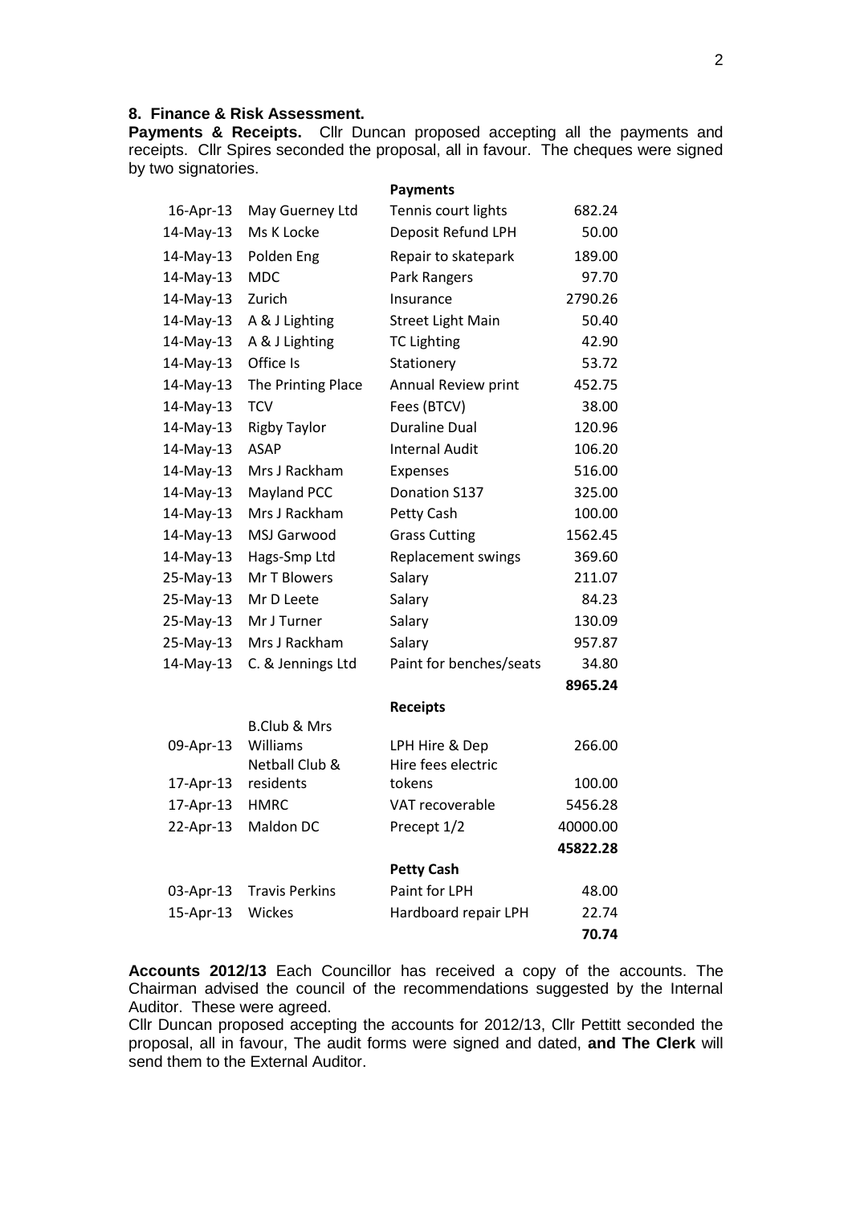### 8. Finance & Risk Assessment.

**Payments & Receipts.** Cllr Duncan proposed accepting all the payments and receipts. Cllr Spires seconded the proposal, all in favour. The cheques were signed by two signatories.

| | | **Payments** | |
|---|---|---|---|
| 16-Apr-13 | May Guerney Ltd | Tennis court lights | 682.24 |
| 14-May-13 | Ms K Locke | Deposit Refund LPH | 50.00 |
| 14-May-13 | Polden Eng | Repair to skatepark | 189.00 |
| 14-May-13 | MDC | Park Rangers | 97.70 |
| 14-May-13 | Zurich | Insurance | 2790.26 |
| 14-May-13 | A & J Lighting | Street Light Main | 50.40 |
| 14-May-13 | A & J Lighting | TC Lighting | 42.90 |
| 14-May-13 | Office Is | Stationery | 53.72 |
| 14-May-13 | The Printing Place | Annual Review print | 452.75 |
| 14-May-13 | TCV | Fees (BTCV) | 38.00 |
| 14-May-13 | Rigby Taylor | Duraline Dual | 120.96 |
| 14-May-13 | ASAP | Internal Audit | 106.20 |
| 14-May-13 | Mrs J Rackham | Expenses | 516.00 |
| 14-May-13 | Mayland PCC | Donation S137 | 325.00 |
| 14-May-13 | Mrs J Rackham | Petty Cash | 100.00 |
| 14-May-13 | MSJ Garwood | Grass Cutting | 1562.45 |
| 14-May-13 | Hags-Smp Ltd | Replacement swings | 369.60 |
| 25-May-13 | Mr T Blowers | Salary | 211.07 |
| 25-May-13 | Mr D Leete | Salary | 84.23 |
| 25-May-13 | Mr J Turner | Salary | 130.09 |
| 25-May-13 | Mrs J Rackham | Salary | 957.87 |
| 14-May-13 | C. & Jennings Ltd | Paint for benches/seats | 34.80 |
| | | | **8965.24** |
| | | **Receipts** | |
| 09-Apr-13 | B.Club & Mrs Williams | LPH Hire & Dep | 266.00 |
| 17-Apr-13 | Netball Club & residents | Hire fees electric tokens | 100.00 |
| 17-Apr-13 | HMRC | VAT recoverable | 5456.28 |
| 22-Apr-13 | Maldon DC | Precept 1/2 | 40000.00 |
| | | | **45822.28** |
| | | **Petty Cash** | |
| 03-Apr-13 | Travis Perkins | Paint for LPH | 48.00 |
| 15-Apr-13 | Wickes | Hardboard repair LPH | 22.74 |
| | | | **70.74** |

**Accounts 2012/13** Each Councillor has received a copy of the accounts. The Chairman advised the council of the recommendations suggested by the Internal Auditor. These were agreed.

Cllr Duncan proposed accepting the accounts for 2012/13, Cllr Pettitt seconded the proposal, all in favour, The audit forms were signed and dated, **and The Clerk** will send them to the External Auditor.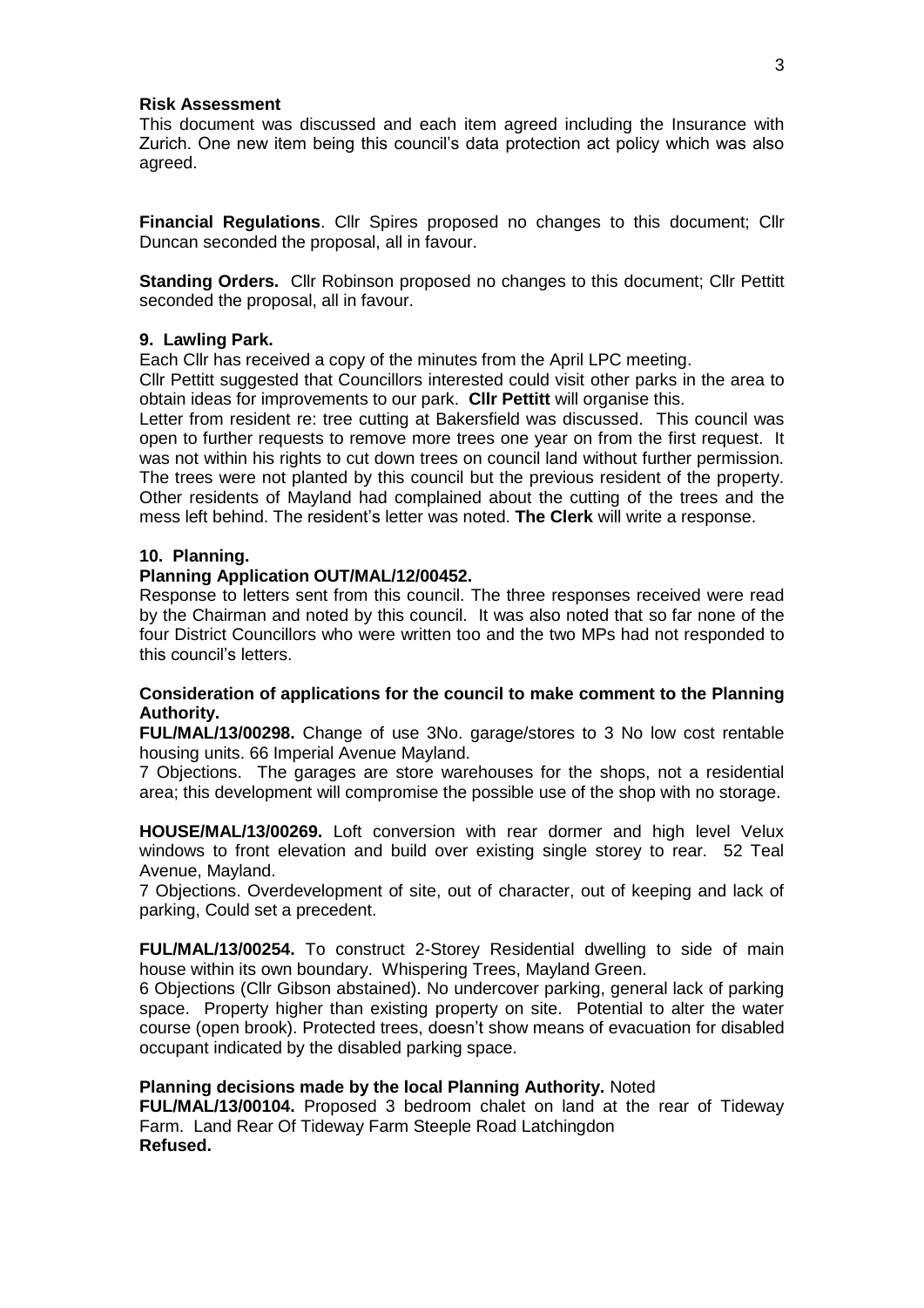**Risk Assessment**

This document was discussed and each item agreed including the Insurance with Zurich. One new item being this council's data protection act policy which was also agreed.

**Financial Regulations**. Cllr Spires proposed no changes to this document; Cllr Duncan seconded the proposal, all in favour.

**Standing Orders.** Cllr Robinson proposed no changes to this document; Cllr Pettitt seconded the proposal, all in favour.

**9. Lawling Park.**

Each Cllr has received a copy of the minutes from the April LPC meeting.

Cllr Pettitt suggested that Councillors interested could visit other parks in the area to obtain ideas for improvements to our park. **Cllr Pettitt** will organise this.

Letter from resident re: tree cutting at Bakersfield was discussed. This council was open to further requests to remove more trees one year on from the first request. It was not within his rights to cut down trees on council land without further permission. The trees were not planted by this council but the previous resident of the property. Other residents of Mayland had complained about the cutting of the trees and the mess left behind. The resident's letter was noted. **The Clerk** will write a response.

**10. Planning.**

**Planning Application OUT/MAL/12/00452.**

Response to letters sent from this council. The three responses received were read by the Chairman and noted by this council. It was also noted that so far none of the four District Councillors who were written too and the two MPs had not responded to this council's letters.

**Consideration of applications for the council to make comment to the Planning Authority.**

**FUL/MAL/13/00298.** Change of use 3No. garage/stores to 3 No low cost rentable housing units. 66 Imperial Avenue Mayland.

7 Objections. The garages are store warehouses for the shops, not a residential area; this development will compromise the possible use of the shop with no storage.

**HOUSE/MAL/13/00269.** Loft conversion with rear dormer and high level Velux windows to front elevation and build over existing single storey to rear. 52 Teal Avenue, Mayland.

7 Objections. Overdevelopment of site, out of character, out of keeping and lack of parking, Could set a precedent.

**FUL/MAL/13/00254.** To construct 2-Storey Residential dwelling to side of main house within its own boundary. Whispering Trees, Mayland Green.

6 Objections (Cllr Gibson abstained). No undercover parking, general lack of parking space. Property higher than existing property on site. Potential to alter the water course (open brook). Protected trees, doesn't show means of evacuation for disabled occupant indicated by the disabled parking space.

**Planning decisions made by the local Planning Authority.** Noted

**FUL/MAL/13/00104.** Proposed 3 bedroom chalet on land at the rear of Tideway Farm. Land Rear Of Tideway Farm Steeple Road Latchingdon

**Refused.**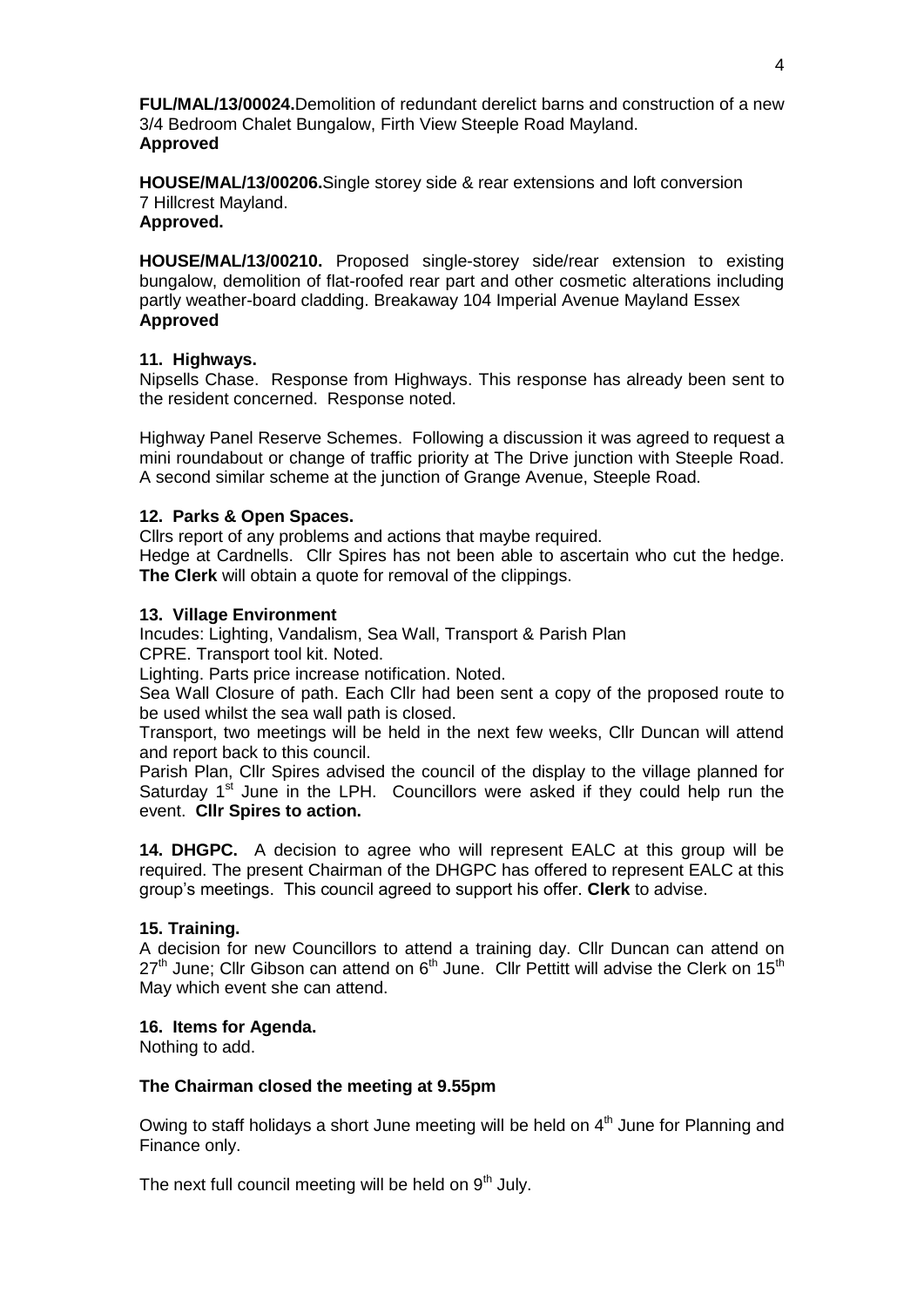**FUL/MAL/13/00024.**Demolition of redundant derelict barns and construction of a new 3/4 Bedroom Chalet Bungalow, Firth View Steeple Road Mayland.
**Approved**

**HOUSE/MAL/13/00206.**Single storey side & rear extensions and loft conversion 7 Hillcrest Mayland.
**Approved.**

**HOUSE/MAL/13/00210.** Proposed single-storey side/rear extension to existing bungalow, demolition of flat-roofed rear part and other cosmetic alterations including partly weather-board cladding. Breakaway 104 Imperial Avenue Mayland Essex
**Approved**

**11. Highways.**

Nipsells Chase. Response from Highways. This response has already been sent to the resident concerned. Response noted.

Highway Panel Reserve Schemes. Following a discussion it was agreed to request a mini roundabout or change of traffic priority at The Drive junction with Steeple Road. A second similar scheme at the junction of Grange Avenue, Steeple Road.

**12. Parks & Open Spaces.**

Cllrs report of any problems and actions that maybe required.
Hedge at Cardnells. Cllr Spires has not been able to ascertain who cut the hedge. **The Clerk** will obtain a quote for removal of the clippings.

**13. Village Environment**

Incudes: Lighting, Vandalism, Sea Wall, Transport & Parish Plan
CPRE. Transport tool kit. Noted.
Lighting. Parts price increase notification. Noted.
Sea Wall Closure of path. Each Cllr had been sent a copy of the proposed route to be used whilst the sea wall path is closed.
Transport, two meetings will be held in the next few weeks, Cllr Duncan will attend and report back to this council.
Parish Plan, Cllr Spires advised the council of the display to the village planned for Saturday 1st June in the LPH. Councillors were asked if they could help run the event. **Cllr Spires to action.**

**14. DHGPC.** A decision to agree who will represent EALC at this group will be required. The present Chairman of the DHGPC has offered to represent EALC at this group's meetings. This council agreed to support his offer. **Clerk** to advise.

**15. Training.**

A decision for new Councillors to attend a training day. Cllr Duncan can attend on 27th June; Cllr Gibson can attend on 6th June. Cllr Pettitt will advise the Clerk on 15th May which event she can attend.

**16. Items for Agenda.**

Nothing to add.

**The Chairman closed the meeting at 9.55pm**

Owing to staff holidays a short June meeting will be held on 4th June for Planning and Finance only.

The next full council meeting will be held on 9th July.